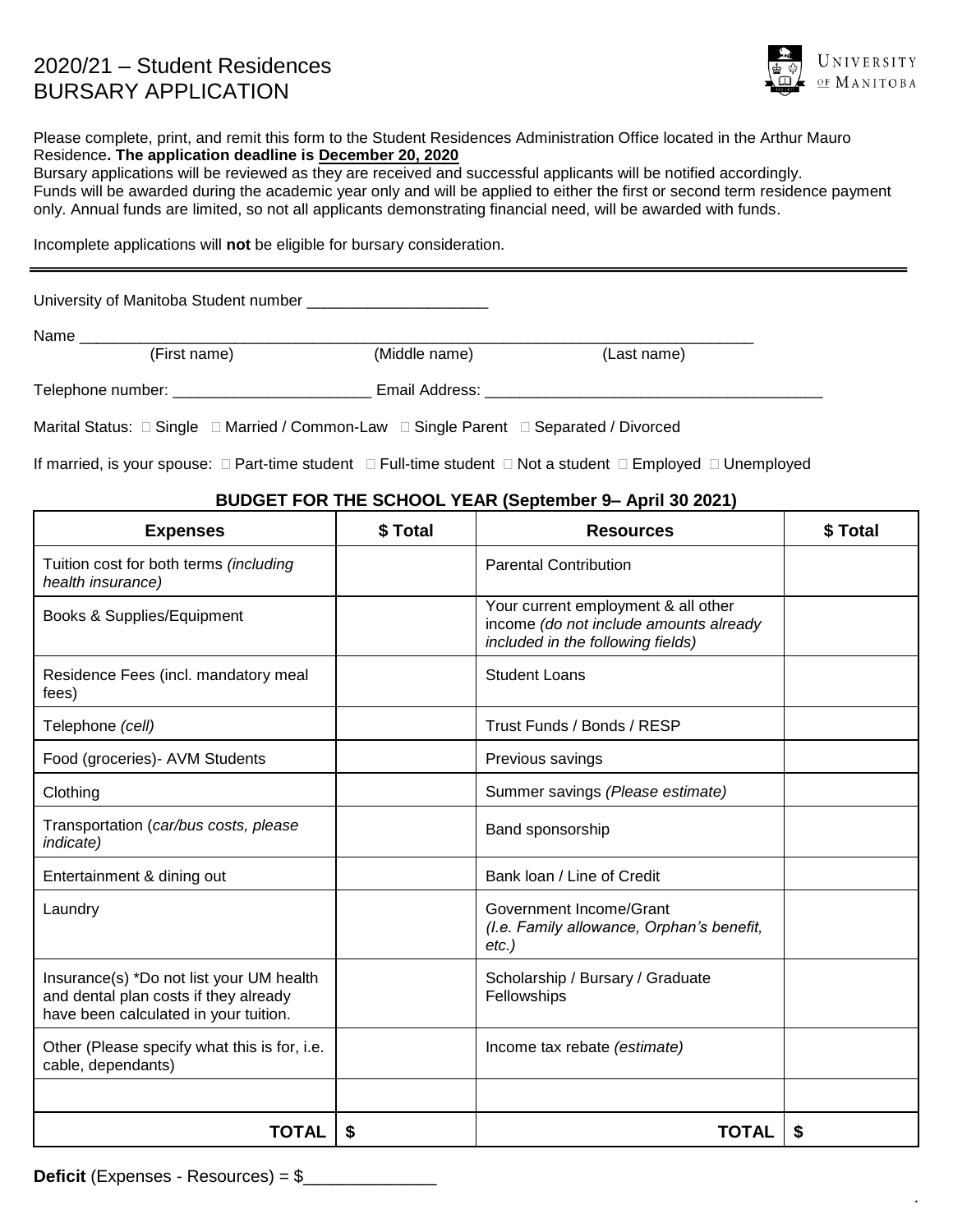# 2020/21 – Student Residences
# BURSARY APPLICATION

UNIVERSITY OF MANITOBA

Please complete, print, and remit this form to the Student Residences Administration Office located in the Arthur Mauro Residence**. The application deadline is December 20, 2020**
Bursary applications will be reviewed as they are received and successful applicants will be notified accordingly.
Funds will be awarded during the academic year only and will be applied to either the first or second term residence payment only. Annual funds are limited, so not all applicants demonstrating financial need, will be awarded with funds.

Incomplete applications will **not** be eligible for bursary consideration.

---

University of Manitoba Student number ____________________

Name ___________________________________________________________________________
(First name) (Middle name) (Last name)

Telephone number: ______________________ Email Address: ______________________________________

Marital Status: ☐ Single ☐ Married / Common-Law ☐ Single Parent ☐ Separated / Divorced

If married, is your spouse: ☐ Part-time student ☐ Full-time student ☐ Not a student ☐ Employed ☐ Unemployed

**BUDGET FOR THE SCHOOL YEAR (September 9– April 30 2021)**

| Expenses | $ Total | Resources | $ Total |
|---|---|---|---|
| Tuition cost for both terms *(including health insurance)* | | Parental Contribution | |
| Books & Supplies/Equipment | | Your current employment & all other income *(do not include amounts already included in the following fields)* | |
| Residence Fees (incl. mandatory meal fees) | | Student Loans | |
| Telephone *(cell)* | | Trust Funds / Bonds / RESP | |
| Food (groceries)- AVM Students | | Previous savings | |
| Clothing | | Summer savings *(Please estimate)* | |
| Transportation (*car/bus costs, please indicate)* | | Band sponsorship | |
| Entertainment & dining out | | Bank loan / Line of Credit | |
| Laundry | | Government Income/Grant *(I.e. Family allowance, Orphan's benefit, etc.)* | |
| Insurance(s) *Do not list your UM health and dental plan costs if they already have been calculated in your tuition. | | Scholarship / Bursary / Graduate Fellowships | |
| Other (Please specify what this is for, i.e. cable, dependants) | | Income tax rebate *(estimate)* | |
| | | | |
| **TOTAL** | **$** | **TOTAL** | **$** |

**Deficit** (Expenses - Resources) = $______________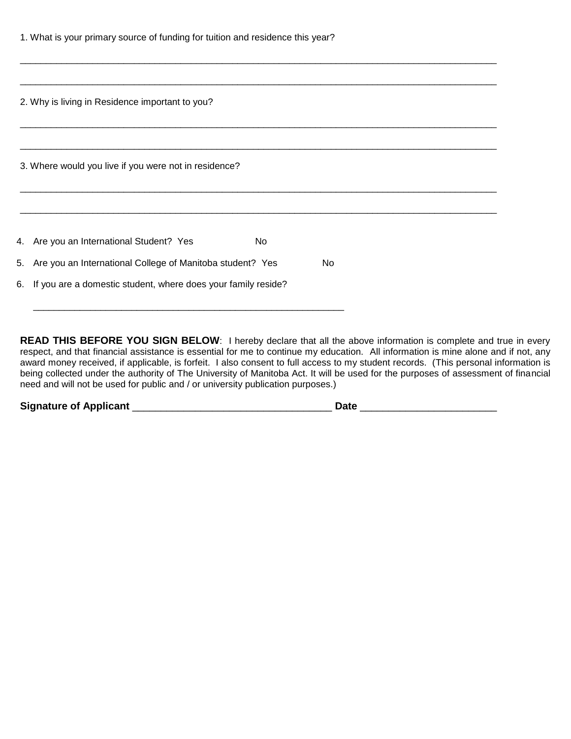1. What is your primary source of funding for tuition and residence this year?

______________________________________________________________________________________

______________________________________________________________________________________

2. Why is living in Residence important to you?

______________________________________________________________________________________

______________________________________________________________________________________

3. Where would you live if you were not in residence?

______________________________________________________________________________________

______________________________________________________________________________________

4. Are you an International Student? Yes No
5. Are you an International College of Manitoba student? Yes No
6. If you are a domestic student, where does your family reside?

   ________________________________________________________

**READ THIS BEFORE YOU SIGN BELOW**: I hereby declare that all the above information is complete and true in every respect, and that financial assistance is essential for me to continue my education. All information is mine alone and if not, any award money received, if applicable, is forfeit. I also consent to full access to my student records. (This personal information is being collected under the authority of The University of Manitoba Act. It will be used for the purposes of assessment of financial need and will not be used for public and / or university publication purposes.)

**Signature of Applicant** ___________________________________ **Date** _______________________